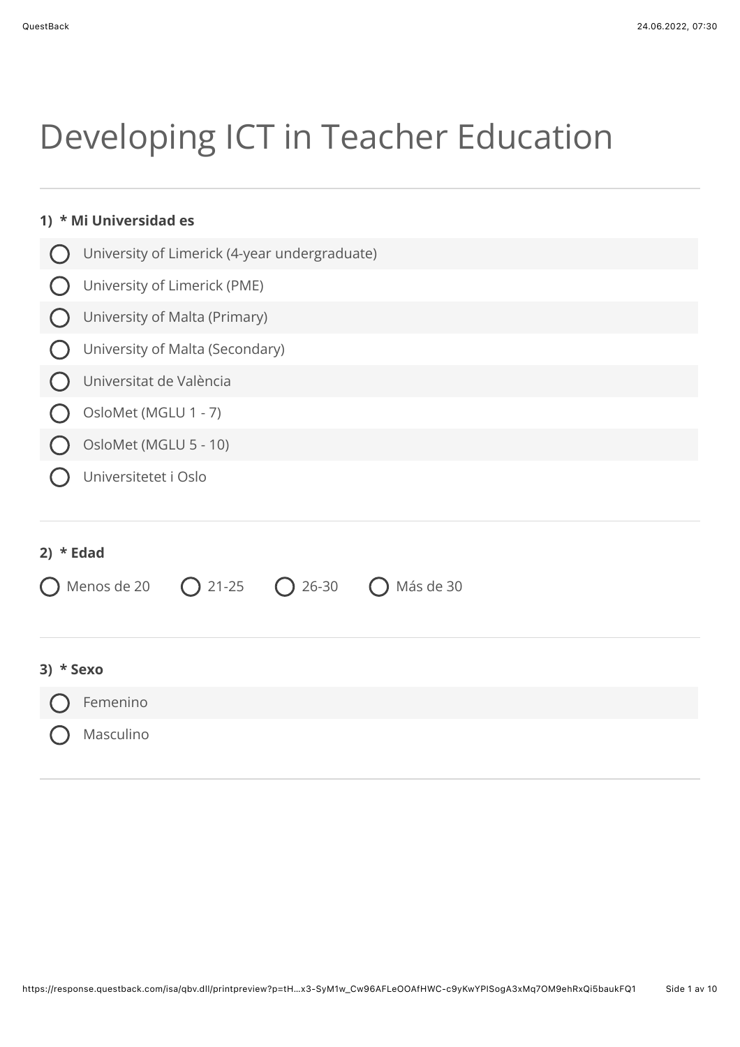# Developing ICT in Teacher Education

**1) * Mi Universidad es**

- ◯ University of Limerick (4-year undergraduate)
- ◯ University of Limerick (PME)
- ◯ University of Malta (Primary)
- ◯ University of Malta (Secondary)
- ◯ Universitat de València
- ◯ OsloMet (MGLU 1 - 7)
- ◯ OsloMet (MGLU 5 - 10)
- ◯ Universitetet i Oslo

**2) * Edad**

◯ Menos de 20 ◯ 21-25 ◯ 26-30 ◯ Más de 30

**3) * Sexo**

- ◯ Femenino
- ◯ Masculino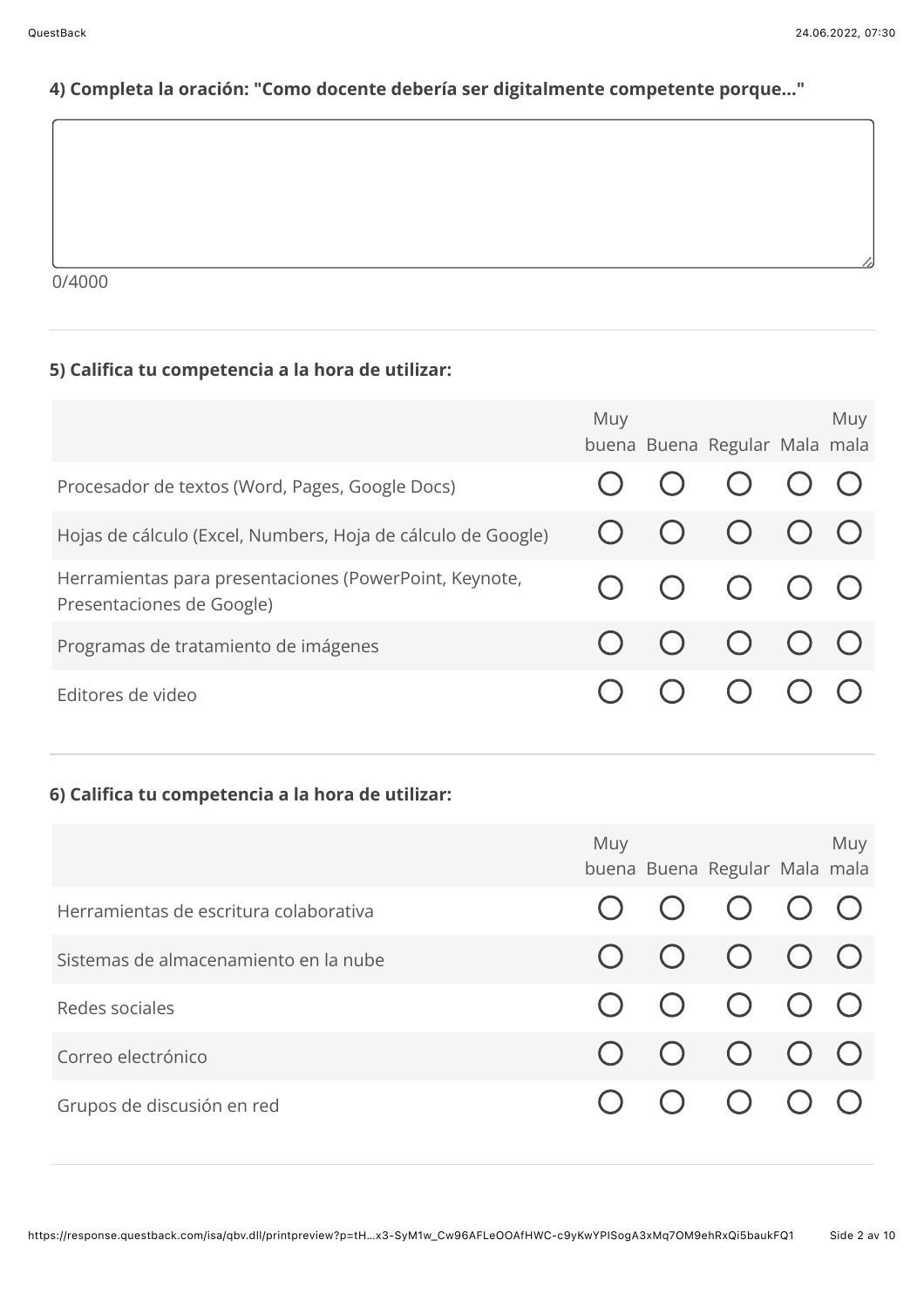**4) Completa la oración: "Como docente debería ser digitalmente competente porque..."**

0/4000

---

**5) Califica tu competencia a la hora de utilizar:**

| | Muy buena | Buena | Regular | Mala | Muy mala |
|---|---|---|---|---|---|
| Procesador de textos (Word, Pages, Google Docs) | ○ | ○ | ○ | ○ | ○ |
| Hojas de cálculo (Excel, Numbers, Hoja de cálculo de Google) | ○ | ○ | ○ | ○ | ○ |
| Herramientas para presentaciones (PowerPoint, Keynote, Presentaciones de Google) | ○ | ○ | ○ | ○ | ○ |
| Programas de tratamiento de imágenes | ○ | ○ | ○ | ○ | ○ |
| Editores de video | ○ | ○ | ○ | ○ | ○ |

---

**6) Califica tu competencia a la hora de utilizar:**

| | Muy buena | Buena | Regular | Mala | Muy mala |
|---|---|---|---|---|---|
| Herramientas de escritura colaborativa | ○ | ○ | ○ | ○ | ○ |
| Sistemas de almacenamiento en la nube | ○ | ○ | ○ | ○ | ○ |
| Redes sociales | ○ | ○ | ○ | ○ | ○ |
| Correo electrónico | ○ | ○ | ○ | ○ | ○ |
| Grupos de discusión en red | ○ | ○ | ○ | ○ | ○ |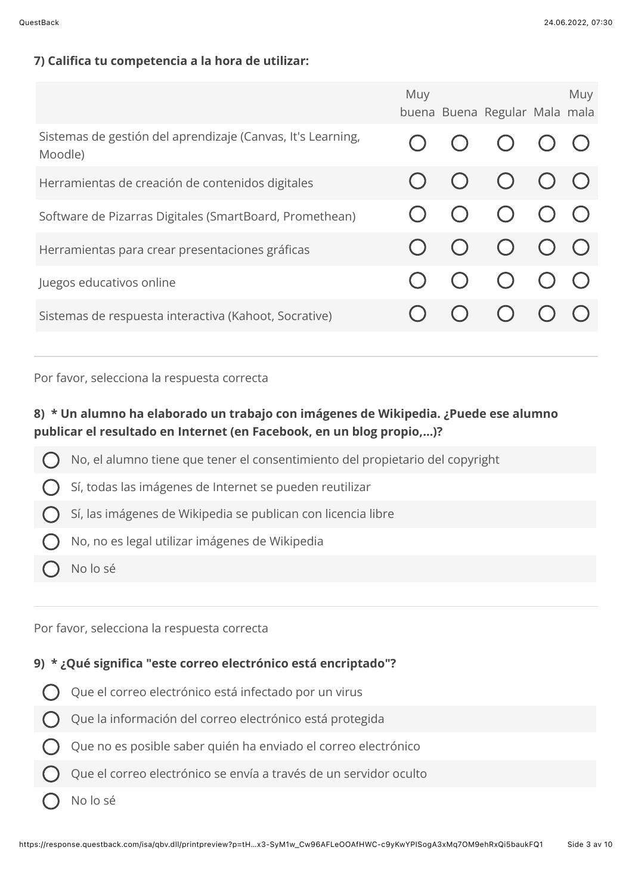**7) Califica tu competencia a la hora de utilizar:**

| | Muy buena | Buena | Regular | Mala | Muy mala |
|---|---|---|---|---|---|
| Sistemas de gestión del aprendizaje (Canvas, It's Learning, Moodle) | ○ | ○ | ○ | ○ | ○ |
| Herramientas de creación de contenidos digitales | ○ | ○ | ○ | ○ | ○ |
| Software de Pizarras Digitales (SmartBoard, Promethean) | ○ | ○ | ○ | ○ | ○ |
| Herramientas para crear presentaciones gráficas | ○ | ○ | ○ | ○ | ○ |
| Juegos educativos online | ○ | ○ | ○ | ○ | ○ |
| Sistemas de respuesta interactiva (Kahoot, Socrative) | ○ | ○ | ○ | ○ | ○ |

---

Por favor, selecciona la respuesta correcta

**8) * Un alumno ha elaborado un trabajo con imágenes de Wikipedia. ¿Puede ese alumno publicar el resultado en Internet (en Facebook, en un blog propio,...)?**

- ○ No, el alumno tiene que tener el consentimiento del propietario del copyright
- ○ Sí, todas las imágenes de Internet se pueden reutilizar
- ○ Sí, las imágenes de Wikipedia se publican con licencia libre
- ○ No, no es legal utilizar imágenes de Wikipedia
- ○ No lo sé

---

Por favor, selecciona la respuesta correcta

**9) * ¿Qué significa "este correo electrónico está encriptado"?**

- ○ Que el correo electrónico está infectado por un virus
- ○ Que la información del correo electrónico está protegida
- ○ Que no es posible saber quién ha enviado el correo electrónico
- ○ Que el correo electrónico se envía a través de un servidor oculto
- ○ No lo sé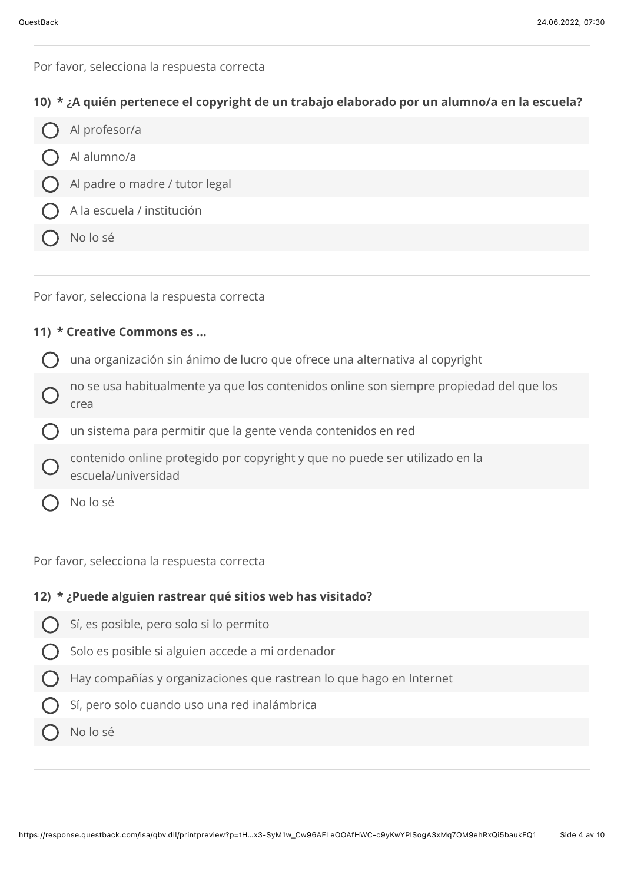Por favor, selecciona la respuesta correcta

**10) * ¿A quién pertenece el copyright de un trabajo elaborado por un alumno/a en la escuela?**

- ◯ Al profesor/a
- ◯ Al alumno/a
- ◯ Al padre o madre / tutor legal
- ◯ A la escuela / institución
- ◯ No lo sé

---

Por favor, selecciona la respuesta correcta

**11) * Creative Commons es ...**

- ◯ una organización sin ánimo de lucro que ofrece una alternativa al copyright
- ◯ no se usa habitualmente ya que los contenidos online son siempre propiedad del que los crea
- ◯ un sistema para permitir que la gente venda contenidos en red
- ◯ contenido online protegido por copyright y que no puede ser utilizado en la escuela/universidad
- ◯ No lo sé

---

Por favor, selecciona la respuesta correcta

**12) * ¿Puede alguien rastrear qué sitios web has visitado?**

- ◯ Sí, es posible, pero solo si lo permito
- ◯ Solo es posible si alguien accede a mi ordenador
- ◯ Hay compañías y organizaciones que rastrean lo que hago en Internet
- ◯ Sí, pero solo cuando uso una red inalámbrica
- ◯ No lo sé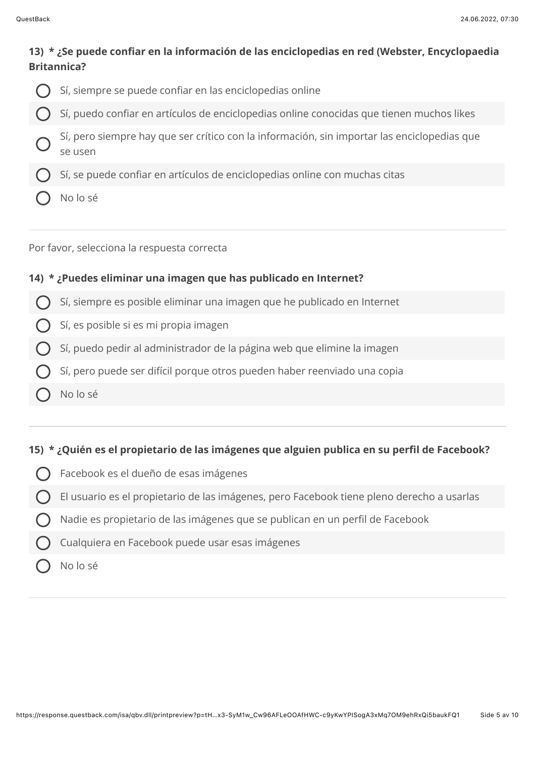**13) * ¿Se puede confiar en la información de las enciclopedias en red (Webster, Encyclopaedia Britannica?**

- Sí, siempre se puede confiar en las enciclopedias online
- Sí, puedo confiar en artículos de enciclopedias online conocidas que tienen muchos likes
- Sí, pero siempre hay que ser crítico con la información, sin importar las enciclopedias que se usen
- Sí, se puede confiar en artículos de enciclopedias online con muchas citas
- No lo sé

---

Por favor, selecciona la respuesta correcta

**14) * ¿Puedes eliminar una imagen que has publicado en Internet?**

- Sí, siempre es posible eliminar una imagen que he publicado en Internet
- Sí, es posible si es mi propia imagen
- Sí, puedo pedir al administrador de la página web que elimine la imagen
- Sí, pero puede ser difícil porque otros pueden haber reenviado una copia
- No lo sé

---

**15) * ¿Quién es el propietario de las imágenes que alguien publica en su perfil de Facebook?**

- Facebook es el dueño de esas imágenes
- El usuario es el propietario de las imágenes, pero Facebook tiene pleno derecho a usarlas
- Nadie es propietario de las imágenes que se publican en un perfil de Facebook
- Cualquiera en Facebook puede usar esas imágenes
- No lo sé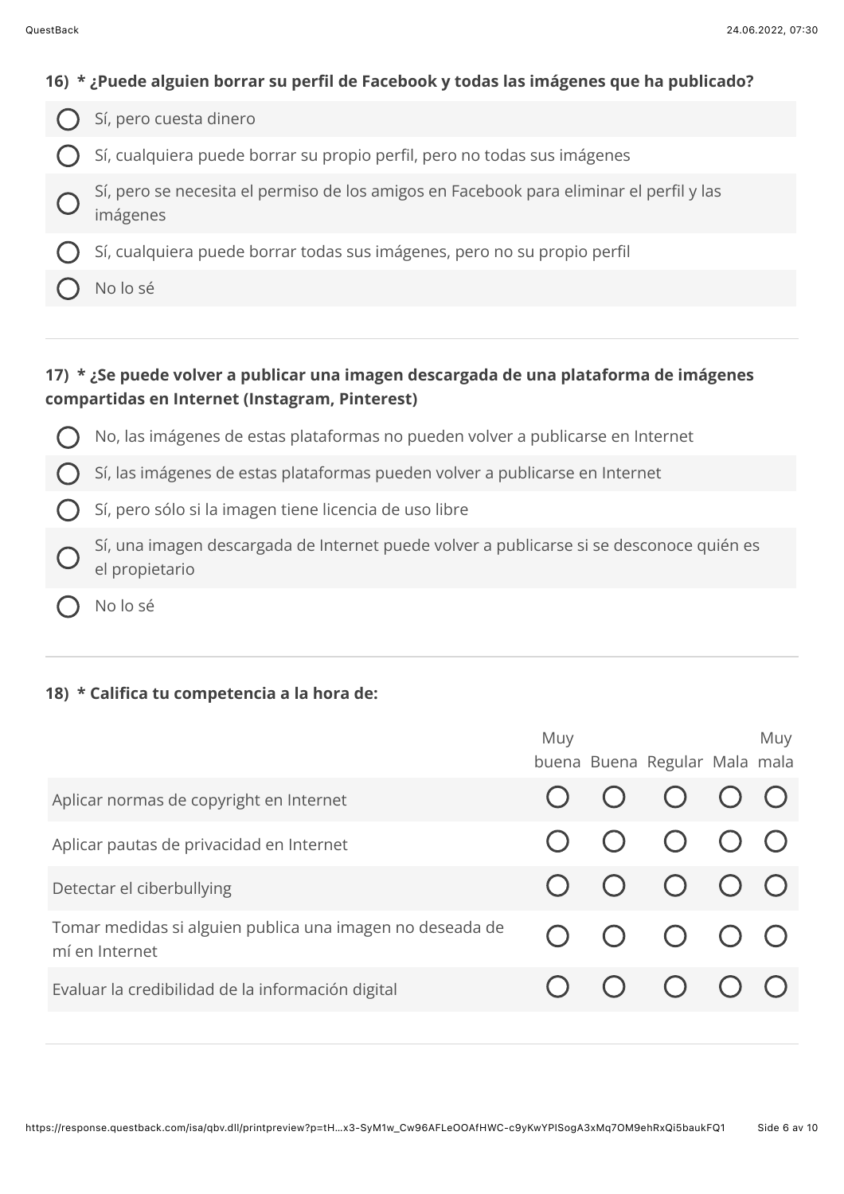**16) * ¿Puede alguien borrar su perfil de Facebook y todas las imágenes que ha publicado?**

- ◯ Sí, pero cuesta dinero
- ◯ Sí, cualquiera puede borrar su propio perfil, pero no todas sus imágenes
- ◯ Sí, pero se necesita el permiso de los amigos en Facebook para eliminar el perfil y las imágenes
- ◯ Sí, cualquiera puede borrar todas sus imágenes, pero no su propio perfil
- ◯ No lo sé

---

**17) * ¿Se puede volver a publicar una imagen descargada de una plataforma de imágenes compartidas en Internet (Instagram, Pinterest)**

- ◯ No, las imágenes de estas plataformas no pueden volver a publicarse en Internet
- ◯ Sí, las imágenes de estas plataformas pueden volver a publicarse en Internet
- ◯ Sí, pero sólo si la imagen tiene licencia de uso libre
- ◯ Sí, una imagen descargada de Internet puede volver a publicarse si se desconoce quién es el propietario
- ◯ No lo sé

---

**18) * Califica tu competencia a la hora de:**

| | Muy buena | Buena | Regular | Mala | Muy mala |
|---|---|---|---|---|---|
| Aplicar normas de copyright en Internet | ◯ | ◯ | ◯ | ◯ | ◯ |
| Aplicar pautas de privacidad en Internet | ◯ | ◯ | ◯ | ◯ | ◯ |
| Detectar el ciberbullying | ◯ | ◯ | ◯ | ◯ | ◯ |
| Tomar medidas si alguien publica una imagen no deseada de mí en Internet | ◯ | ◯ | ◯ | ◯ | ◯ |
| Evaluar la credibilidad de la información digital | ◯ | ◯ | ◯ | ◯ | ◯ |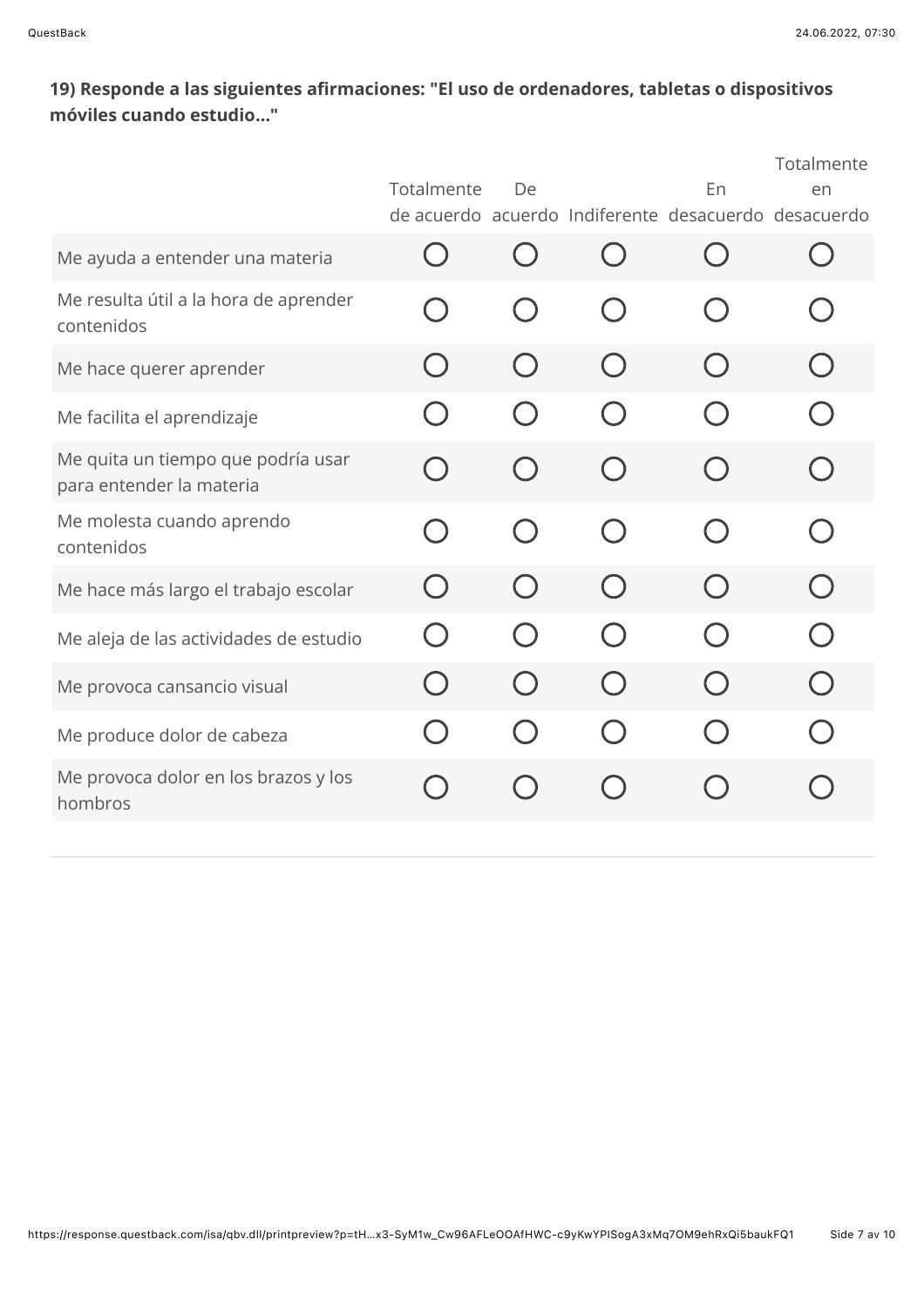**19) Responde a las siguientes afirmaciones: "El uso de ordenadores, tabletas o dispositivos móviles cuando estudio..."**

| | Totalmente de acuerdo | De acuerdo | Indiferente | En desacuerdo | Totalmente en desacuerdo |
|---|---|---|---|---|---|
| Me ayuda a entender una materia | ◯ | ◯ | ◯ | ◯ | ◯ |
| Me resulta útil a la hora de aprender contenidos | ◯ | ◯ | ◯ | ◯ | ◯ |
| Me hace querer aprender | ◯ | ◯ | ◯ | ◯ | ◯ |
| Me facilita el aprendizaje | ◯ | ◯ | ◯ | ◯ | ◯ |
| Me quita un tiempo que podría usar para entender la materia | ◯ | ◯ | ◯ | ◯ | ◯ |
| Me molesta cuando aprendo contenidos | ◯ | ◯ | ◯ | ◯ | ◯ |
| Me hace más largo el trabajo escolar | ◯ | ◯ | ◯ | ◯ | ◯ |
| Me aleja de las actividades de estudio | ◯ | ◯ | ◯ | ◯ | ◯ |
| Me provoca cansancio visual | ◯ | ◯ | ◯ | ◯ | ◯ |
| Me produce dolor de cabeza | ◯ | ◯ | ◯ | ◯ | ◯ |
| Me provoca dolor en los brazos y los hombros | ◯ | ◯ | ◯ | ◯ | ◯ |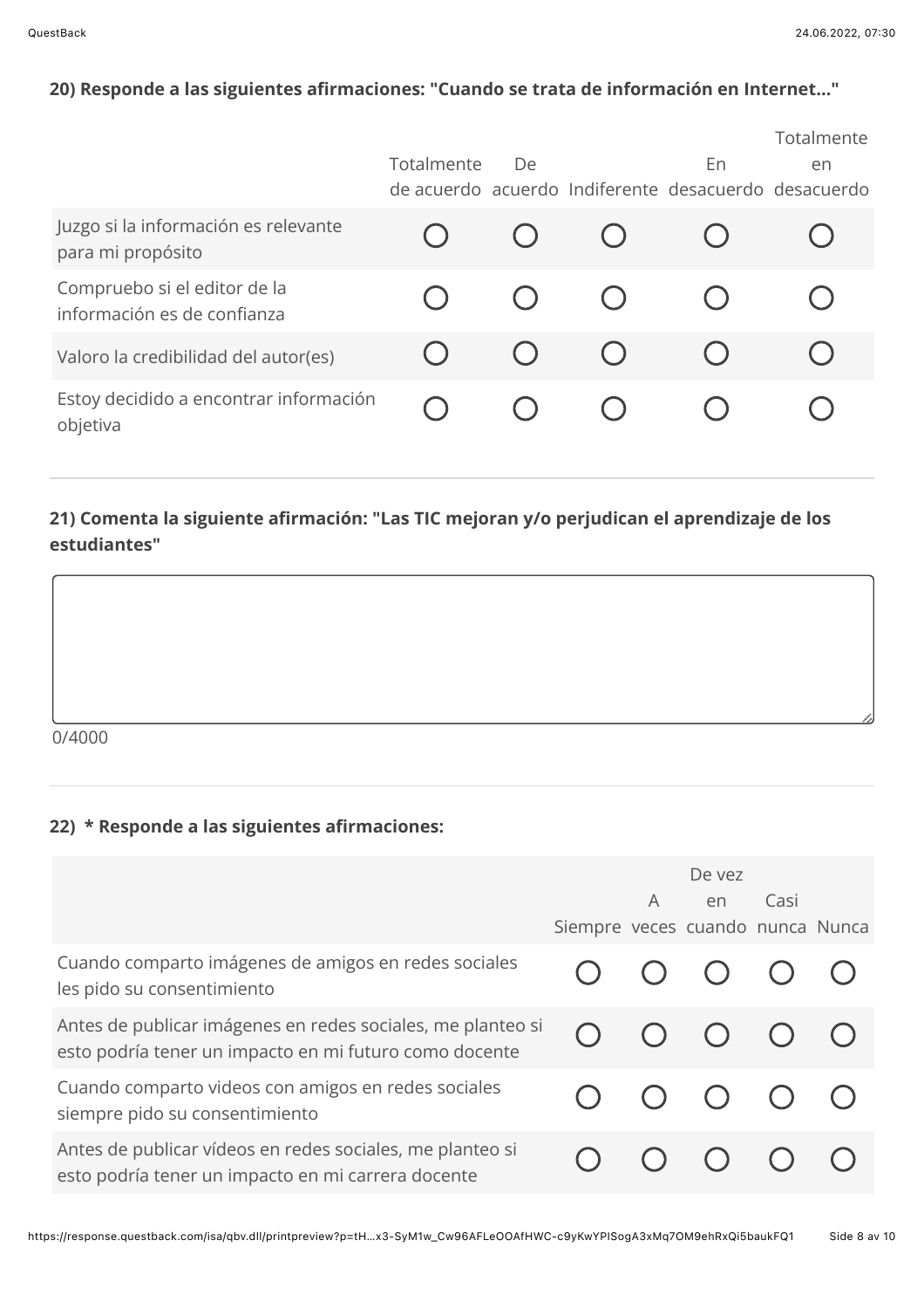**20) Responde a las siguientes afirmaciones: "Cuando se trata de información en Internet..."**

| | Totalmente de acuerdo | De acuerdo | Indiferente | En desacuerdo | Totalmente en desacuerdo |
|---|---|---|---|---|---|
| Juzgo si la información es relevante para mi propósito | ◯ | ◯ | ◯ | ◯ | ◯ |
| Compruebo si el editor de la información es de confianza | ◯ | ◯ | ◯ | ◯ | ◯ |
| Valoro la credibilidad del autor(es) | ◯ | ◯ | ◯ | ◯ | ◯ |
| Estoy decidido a encontrar información objetiva | ◯ | ◯ | ◯ | ◯ | ◯ |

---

**21) Comenta la siguiente afirmación: "Las TIC mejoran y/o perjudican el aprendizaje de los estudiantes"**

0/4000

---

**22) * Responde a las siguientes afirmaciones:**

| | Siempre | A veces | De vez en cuando | Casi nunca | Nunca |
|---|---|---|---|---|---|
| Cuando comparto imágenes de amigos en redes sociales les pido su consentimiento | ◯ | ◯ | ◯ | ◯ | ◯ |
| Antes de publicar imágenes en redes sociales, me planteo si esto podría tener un impacto en mi futuro como docente | ◯ | ◯ | ◯ | ◯ | ◯ |
| Cuando comparto videos con amigos en redes sociales siempre pido su consentimiento | ◯ | ◯ | ◯ | ◯ | ◯ |
| Antes de publicar vídeos en redes sociales, me planteo si esto podría tener un impacto en mi carrera docente | ◯ | ◯ | ◯ | ◯ | ◯ |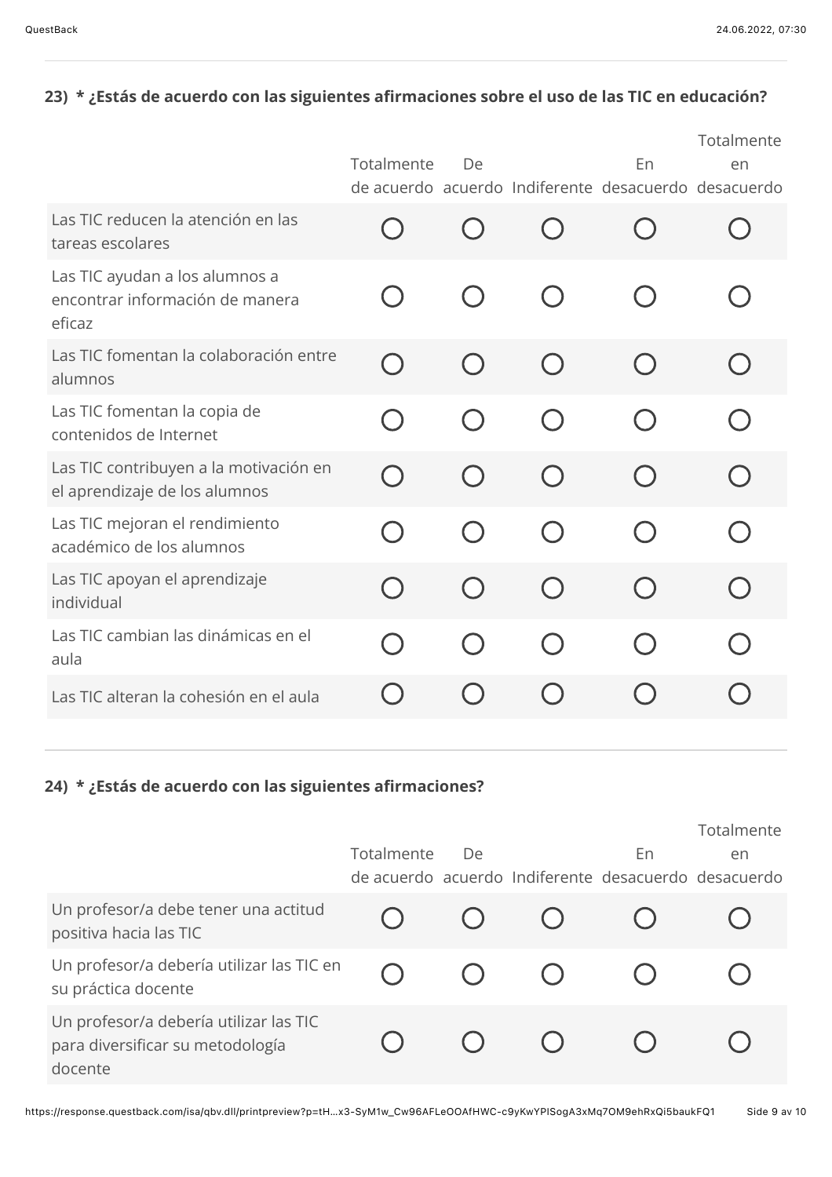### 23) * ¿Estás de acuerdo con las siguientes afirmaciones sobre el uso de las TIC en educación?

| | Totalmente de acuerdo | De acuerdo | Indiferente | En desacuerdo | Totalmente en desacuerdo |
|---|---|---|---|---|---|
| Las TIC reducen la atención en las tareas escolares | ○ | ○ | ○ | ○ | ○ |
| Las TIC ayudan a los alumnos a encontrar información de manera eficaz | ○ | ○ | ○ | ○ | ○ |
| Las TIC fomentan la colaboración entre alumnos | ○ | ○ | ○ | ○ | ○ |
| Las TIC fomentan la copia de contenidos de Internet | ○ | ○ | ○ | ○ | ○ |
| Las TIC contribuyen a la motivación en el aprendizaje de los alumnos | ○ | ○ | ○ | ○ | ○ |
| Las TIC mejoran el rendimiento académico de los alumnos | ○ | ○ | ○ | ○ | ○ |
| Las TIC apoyan el aprendizaje individual | ○ | ○ | ○ | ○ | ○ |
| Las TIC cambian las dinámicas en el aula | ○ | ○ | ○ | ○ | ○ |
| Las TIC alteran la cohesión en el aula | ○ | ○ | ○ | ○ | ○ |

### 24) * ¿Estás de acuerdo con las siguientes afirmaciones?

| | Totalmente de acuerdo | De acuerdo | Indiferente | En desacuerdo | Totalmente en desacuerdo |
|---|---|---|---|---|---|
| Un profesor/a debe tener una actitud positiva hacia las TIC | ○ | ○ | ○ | ○ | ○ |
| Un profesor/a debería utilizar las TIC en su práctica docente | ○ | ○ | ○ | ○ | ○ |
| Un profesor/a debería utilizar las TIC para diversificar su metodología docente | ○ | ○ | ○ | ○ | ○ |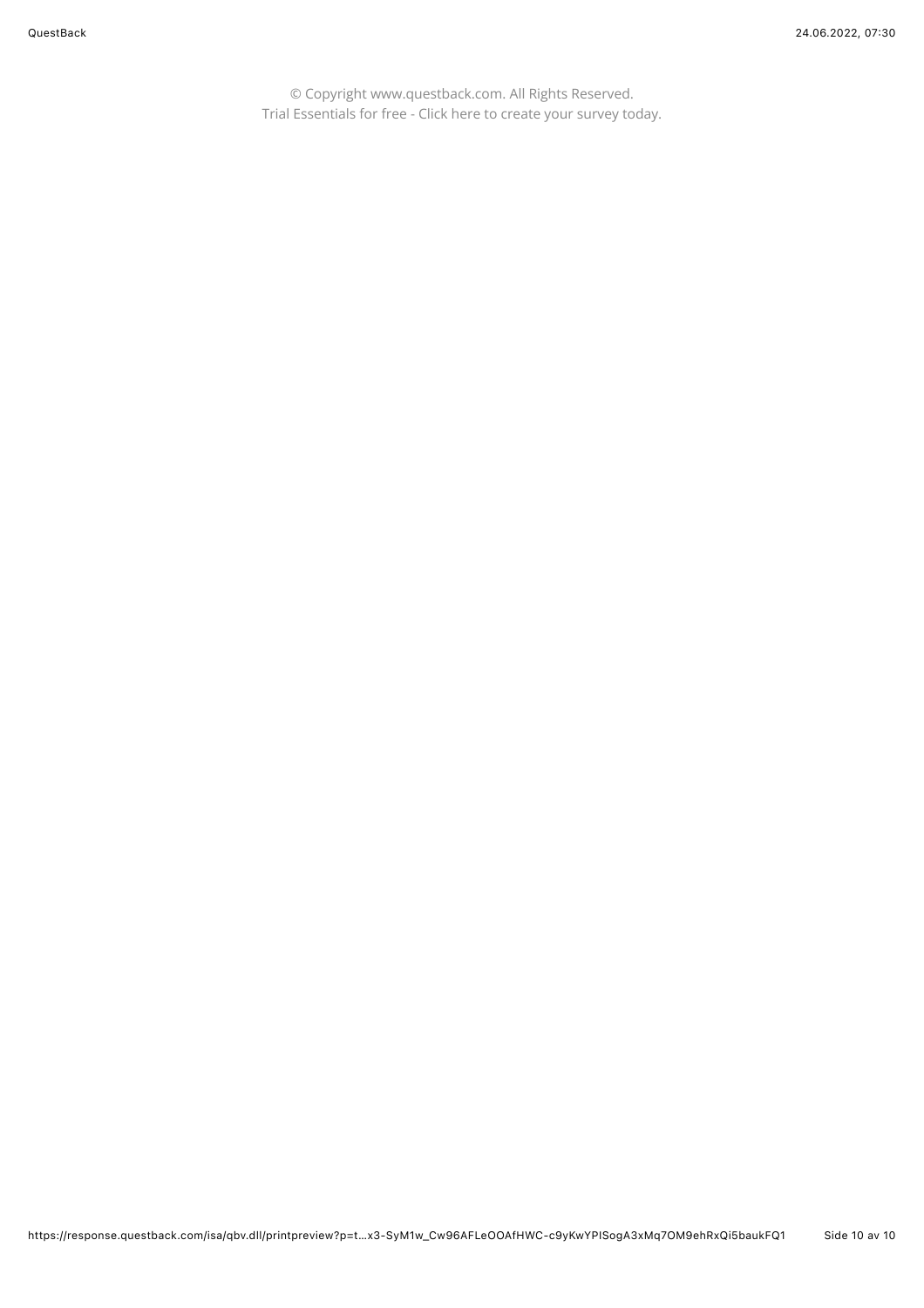© Copyright www.questback.com. All Rights Reserved.
Trial Essentials for free - Click here to create your survey today.